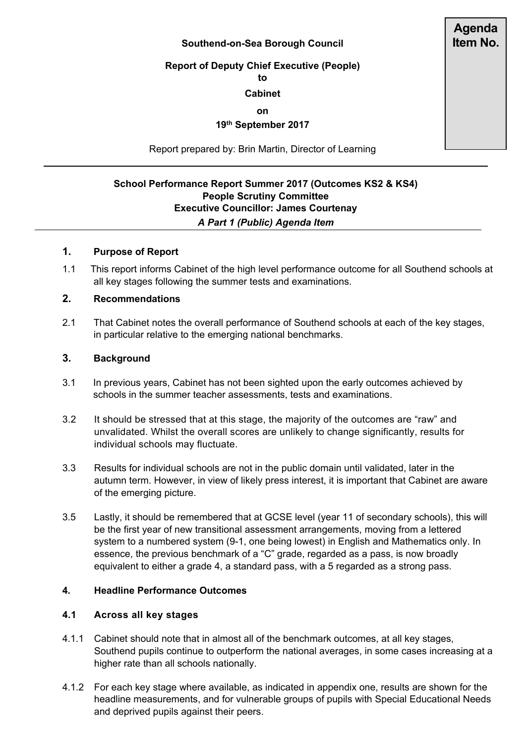**Agenda Item No.**

**Southend-on-Sea Borough Council**

**Report of Deputy Chief Executive (People)**
**to**
**Cabinet**
**on**
**19th September 2017**

Report prepared by: Brin Martin, Director of Learning

---

**School Performance Report Summer 2017 (Outcomes KS2 & KS4)**
**People Scrutiny Committee**
**Executive Councillor: James Courtenay**
***A Part 1 (Public) Agenda Item***

---

## 1. Purpose of Report

1.1 This report informs Cabinet of the high level performance outcome for all Southend schools at all key stages following the summer tests and examinations.

## 2. Recommendations

2.1 That Cabinet notes the overall performance of Southend schools at each of the key stages, in particular relative to the emerging national benchmarks.

## 3. Background

3.1 In previous years, Cabinet has not been sighted upon the early outcomes achieved by schools in the summer teacher assessments, tests and examinations.

3.2 It should be stressed that at this stage, the majority of the outcomes are "raw" and unvalidated. Whilst the overall scores are unlikely to change significantly, results for individual schools may fluctuate.

3.3 Results for individual schools are not in the public domain until validated, later in the autumn term. However, in view of likely press interest, it is important that Cabinet are aware of the emerging picture.

3.5 Lastly, it should be remembered that at GCSE level (year 11 of secondary schools), this will be the first year of new transitional assessment arrangements, moving from a lettered system to a numbered system (9-1, one being lowest) in English and Mathematics only. In essence, the previous benchmark of a "C" grade, regarded as a pass, is now broadly equivalent to either a grade 4, a standard pass, with a 5 regarded as a strong pass.

## 4. Headline Performance Outcomes

### 4.1 Across all key stages

4.1.1 Cabinet should note that in almost all of the benchmark outcomes, at all key stages, Southend pupils continue to outperform the national averages, in some cases increasing at a higher rate than all schools nationally.

4.1.2 For each key stage where available, as indicated in appendix one, results are shown for the headline measurements, and for vulnerable groups of pupils with Special Educational Needs and deprived pupils against their peers.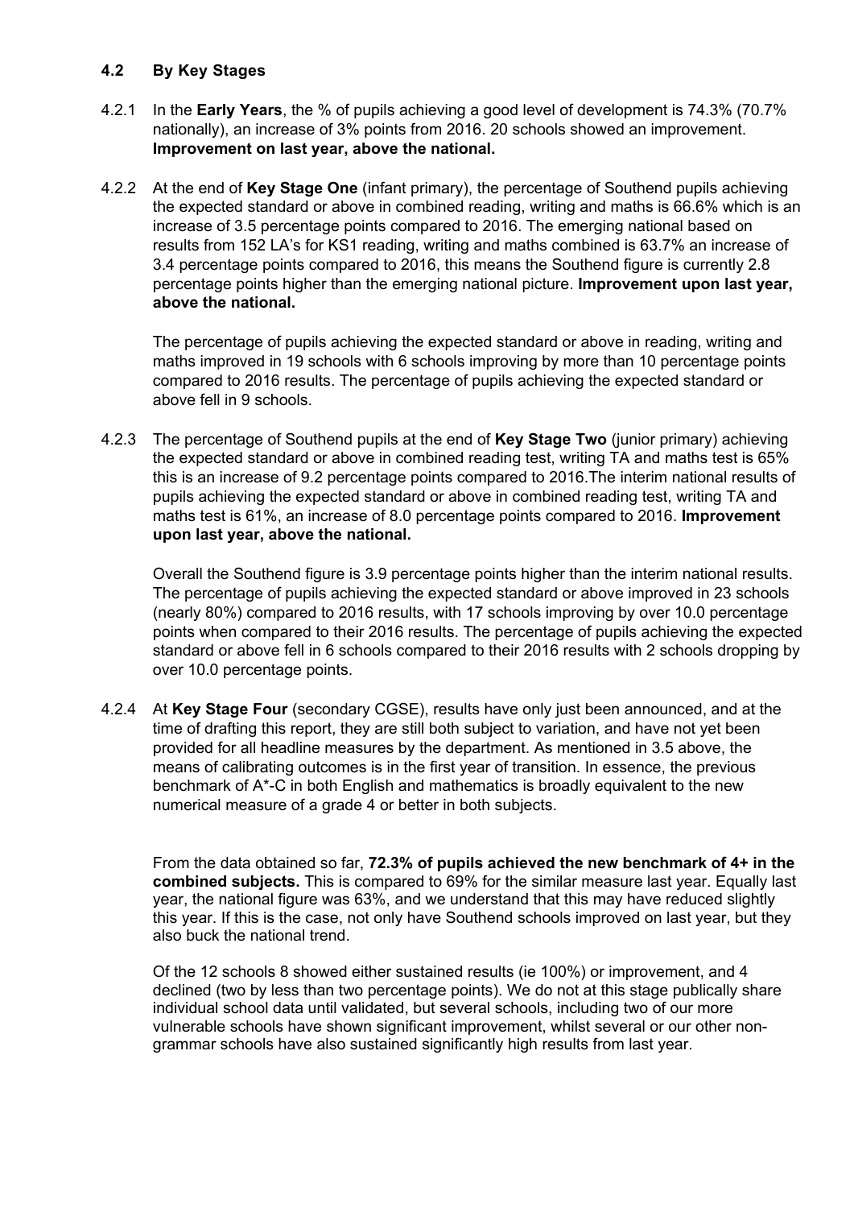### 4.2 By Key Stages

4.2.1 In the **Early Years**, the % of pupils achieving a good level of development is 74.3% (70.7% nationally), an increase of 3% points from 2016. 20 schools showed an improvement. **Improvement on last year, above the national.**

4.2.2 At the end of **Key Stage One** (infant primary), the percentage of Southend pupils achieving the expected standard or above in combined reading, writing and maths is 66.6% which is an increase of 3.5 percentage points compared to 2016. The emerging national based on results from 152 LA's for KS1 reading, writing and maths combined is 63.7% an increase of 3.4 percentage points compared to 2016, this means the Southend figure is currently 2.8 percentage points higher than the emerging national picture. **Improvement upon last year, above the national.**

The percentage of pupils achieving the expected standard or above in reading, writing and maths improved in 19 schools with 6 schools improving by more than 10 percentage points compared to 2016 results. The percentage of pupils achieving the expected standard or above fell in 9 schools.

4.2.3 The percentage of Southend pupils at the end of **Key Stage Two** (junior primary) achieving the expected standard or above in combined reading test, writing TA and maths test is 65% this is an increase of 9.2 percentage points compared to 2016.The interim national results of pupils achieving the expected standard or above in combined reading test, writing TA and maths test is 61%, an increase of 8.0 percentage points compared to 2016. **Improvement upon last year, above the national.**

Overall the Southend figure is 3.9 percentage points higher than the interim national results. The percentage of pupils achieving the expected standard or above improved in 23 schools (nearly 80%) compared to 2016 results, with 17 schools improving by over 10.0 percentage points when compared to their 2016 results. The percentage of pupils achieving the expected standard or above fell in 6 schools compared to their 2016 results with 2 schools dropping by over 10.0 percentage points.

4.2.4 At **Key Stage Four** (secondary CGSE), results have only just been announced, and at the time of drafting this report, they are still both subject to variation, and have not yet been provided for all headline measures by the department. As mentioned in 3.5 above, the means of calibrating outcomes is in the first year of transition. In essence, the previous benchmark of A*-C in both English and mathematics is broadly equivalent to the new numerical measure of a grade 4 or better in both subjects.

From the data obtained so far, **72.3% of pupils achieved the new benchmark of 4+ in the combined subjects.** This is compared to 69% for the similar measure last year. Equally last year, the national figure was 63%, and we understand that this may have reduced slightly this year. If this is the case, not only have Southend schools improved on last year, but they also buck the national trend.

Of the 12 schools 8 showed either sustained results (ie 100%) or improvement, and 4 declined (two by less than two percentage points). We do not at this stage publically share individual school data until validated, but several schools, including two of our more vulnerable schools have shown significant improvement, whilst several or our other non-grammar schools have also sustained significantly high results from last year.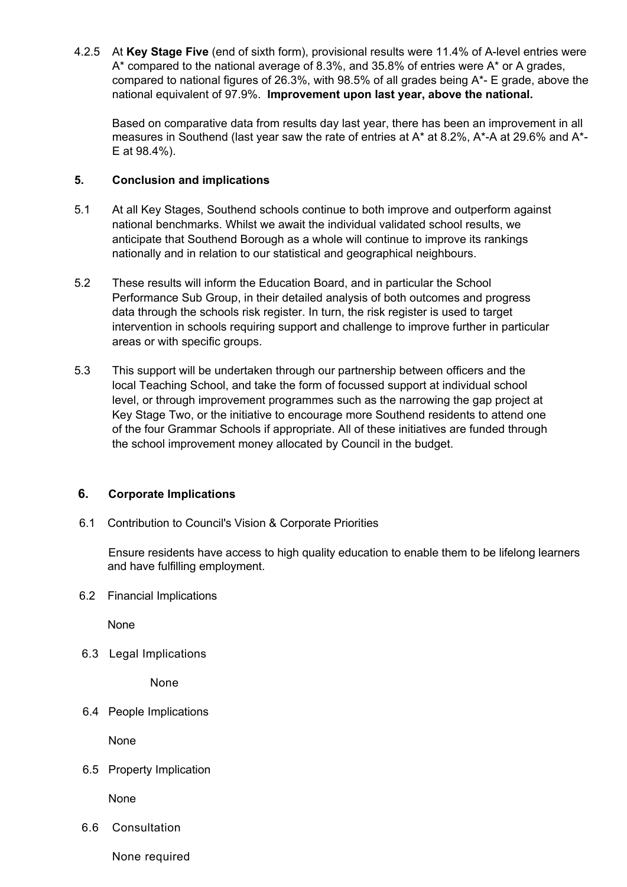4.2.5 At **Key Stage Five** (end of sixth form), provisional results were 11.4% of A-level entries were A* compared to the national average of 8.3%, and 35.8% of entries were A* or A grades, compared to national figures of 26.3%, with 98.5% of all grades being A*- E grade, above the national equivalent of 97.9%. **Improvement upon last year, above the national.**

Based on comparative data from results day last year, there has been an improvement in all measures in Southend (last year saw the rate of entries at A* at 8.2%, A*-A at 29.6% and A*-E at 98.4%).

## 5. Conclusion and implications

5.1 At all Key Stages, Southend schools continue to both improve and outperform against national benchmarks. Whilst we await the individual validated school results, we anticipate that Southend Borough as a whole will continue to improve its rankings nationally and in relation to our statistical and geographical neighbours.

5.2 These results will inform the Education Board, and in particular the School Performance Sub Group, in their detailed analysis of both outcomes and progress data through the schools risk register. In turn, the risk register is used to target intervention in schools requiring support and challenge to improve further in particular areas or with specific groups.

5.3 This support will be undertaken through our partnership between officers and the local Teaching School, and take the form of focussed support at individual school level, or through improvement programmes such as the narrowing the gap project at Key Stage Two, or the initiative to encourage more Southend residents to attend one of the four Grammar Schools if appropriate. All of these initiatives are funded through the school improvement money allocated by Council in the budget.

## 6. Corporate Implications

6.1 Contribution to Council's Vision & Corporate Priorities

Ensure residents have access to high quality education to enable them to be lifelong learners and have fulfilling employment.

6.2 Financial Implications

None

6.3 Legal Implications

None

6.4 People Implications

None

6.5 Property Implication

None

6.6 Consultation

None required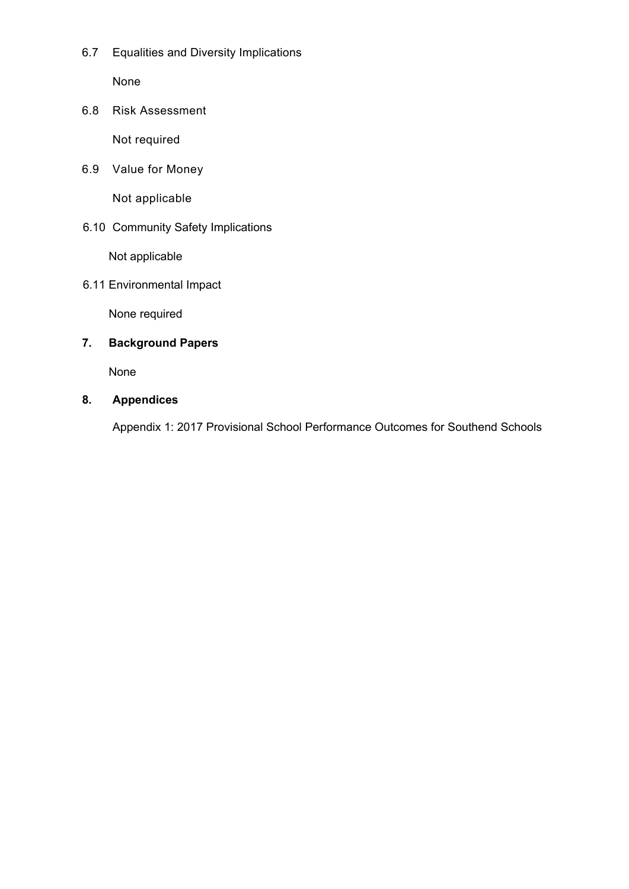6.7 Equalities and Diversity Implications

None

6.8 Risk Assessment

Not required

6.9 Value for Money

Not applicable

6.10 Community Safety Implications

Not applicable

6.11 Environmental Impact

None required

## 7. Background Papers

None

## 8. Appendices

Appendix 1: 2017 Provisional School Performance Outcomes for Southend Schools